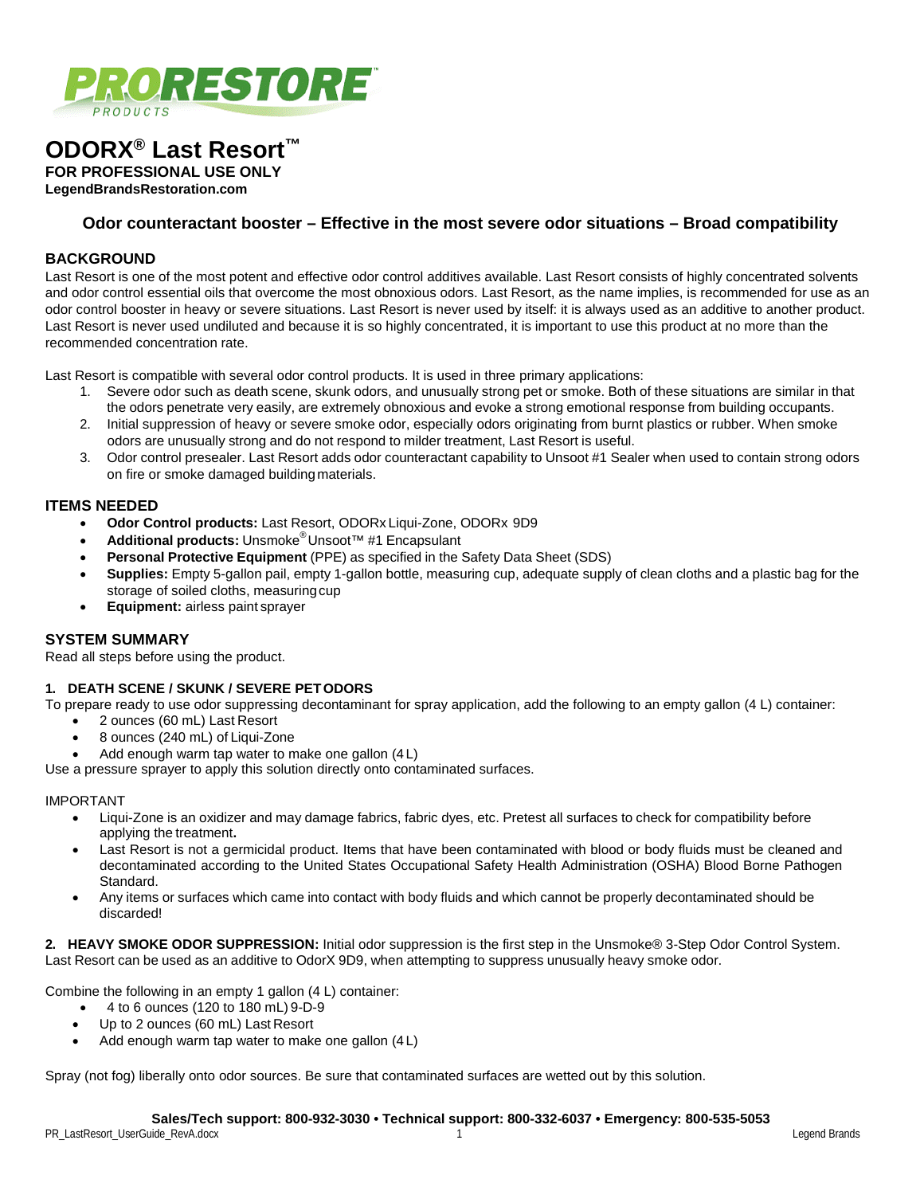PRORESTORE PRODUCTS

# ODORX® Last Resort™

**FOR PROFESSIONAL USE ONLY**
**LegendBrandsRestoration.com**

### Odor counteractant booster – Effective in the most severe odor situations – Broad compatibility

## BACKGROUND

Last Resort is one of the most potent and effective odor control additives available. Last Resort consists of highly concentrated solvents and odor control essential oils that overcome the most obnoxious odors. Last Resort, as the name implies, is recommended for use as an odor control booster in heavy or severe situations. Last Resort is never used by itself: it is always used as an additive to another product. Last Resort is never used undiluted and because it is so highly concentrated, it is important to use this product at no more than the recommended concentration rate.

Last Resort is compatible with several odor control products. It is used in three primary applications:

1. Severe odor such as death scene, skunk odors, and unusually strong pet or smoke. Both of these situations are similar in that the odors penetrate very easily, are extremely obnoxious and evoke a strong emotional response from building occupants.
2. Initial suppression of heavy or severe smoke odor, especially odors originating from burnt plastics or rubber. When smoke odors are unusually strong and do not respond to milder treatment, Last Resort is useful.
3. Odor control presealer. Last Resort adds odor counteractant capability to Unsoot #1 Sealer when used to contain strong odors on fire or smoke damaged building materials.

## ITEMS NEEDED

- **Odor Control products:** Last Resort, ODORx Liqui-Zone, ODORx 9D9
- **Additional products:** Unsmoke® Unsoot™ #1 Encapsulant
- **Personal Protective Equipment** (PPE) as specified in the Safety Data Sheet (SDS)
- **Supplies:** Empty 5-gallon pail, empty 1-gallon bottle, measuring cup, adequate supply of clean cloths and a plastic bag for the storage of soiled cloths, measuring cup
- **Equipment:** airless paint sprayer

## SYSTEM SUMMARY

Read all steps before using the product.

### 1. DEATH SCENE / SKUNK / SEVERE PET ODORS

To prepare ready to use odor suppressing decontaminant for spray application, add the following to an empty gallon (4 L) container:

- 2 ounces (60 mL) Last Resort
- 8 ounces (240 mL) of Liqui-Zone
- Add enough warm tap water to make one gallon (4 L)

Use a pressure sprayer to apply this solution directly onto contaminated surfaces.

IMPORTANT

- Liqui-Zone is an oxidizer and may damage fabrics, fabric dyes, etc. Pretest all surfaces to check for compatibility before applying the treatment**.**
- Last Resort is not a germicidal product. Items that have been contaminated with blood or body fluids must be cleaned and decontaminated according to the United States Occupational Safety Health Administration (OSHA) Blood Borne Pathogen Standard.
- Any items or surfaces which came into contact with body fluids and which cannot be properly decontaminated should be discarded!

**2. HEAVY SMOKE ODOR SUPPRESSION:** Initial odor suppression is the first step in the Unsmoke® 3-Step Odor Control System. Last Resort can be used as an additive to OdorX 9D9, when attempting to suppress unusually heavy smoke odor.

Combine the following in an empty 1 gallon (4 L) container:

- 4 to 6 ounces (120 to 180 mL) 9-D-9
- Up to 2 ounces (60 mL) Last Resort
- Add enough warm tap water to make one gallon (4 L)

Spray (not fog) liberally onto odor sources. Be sure that contaminated surfaces are wetted out by this solution.

**Sales/Tech support: 800-932-3030 • Technical support: 800-332-6037 • Emergency: 800-535-5053**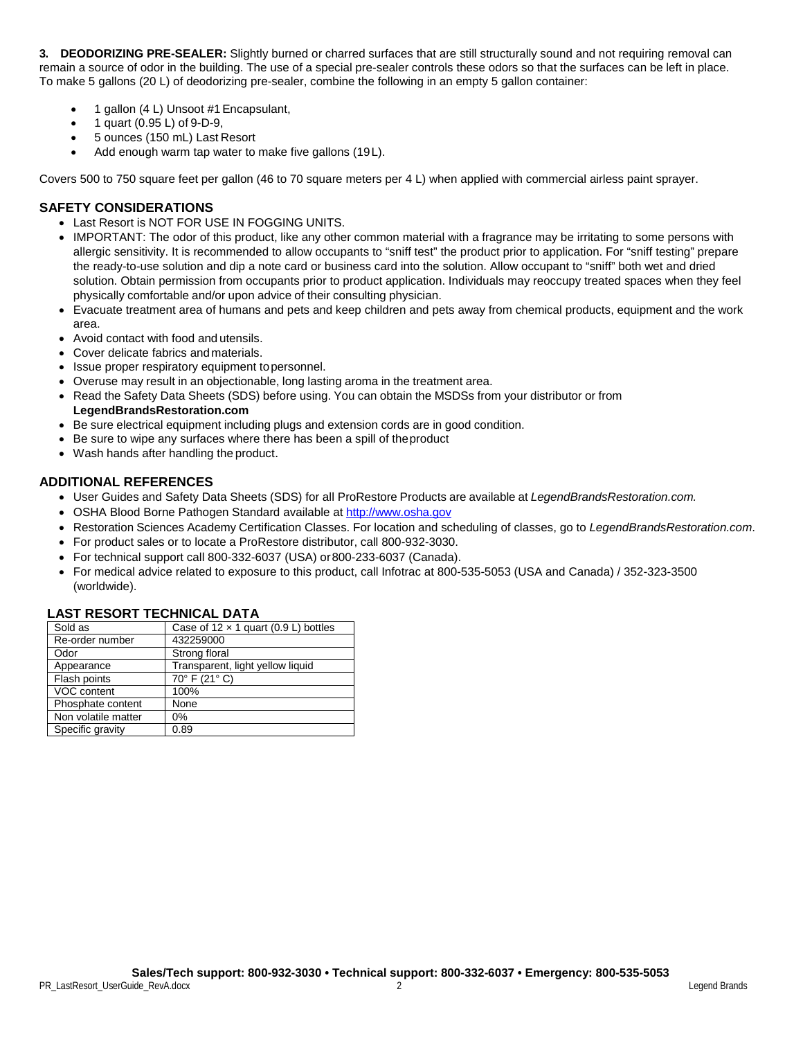**3. DEODORIZING PRE-SEALER:** Slightly burned or charred surfaces that are still structurally sound and not requiring removal can remain a source of odor in the building. The use of a special pre-sealer controls these odors so that the surfaces can be left in place. To make 5 gallons (20 L) of deodorizing pre-sealer, combine the following in an empty 5 gallon container:

- 1 gallon (4 L) Unsoot #1 Encapsulant,
- 1 quart (0.95 L) of 9-D-9,
- 5 ounces (150 mL) Last Resort
- Add enough warm tap water to make five gallons (19 L).

Covers 500 to 750 square feet per gallon (46 to 70 square meters per 4 L) when applied with commercial airless paint sprayer.

## SAFETY CONSIDERATIONS

- Last Resort is NOT FOR USE IN FOGGING UNITS.
- IMPORTANT: The odor of this product, like any other common material with a fragrance may be irritating to some persons with allergic sensitivity. It is recommended to allow occupants to "sniff test" the product prior to application. For "sniff testing" prepare the ready-to-use solution and dip a note card or business card into the solution. Allow occupant to "sniff" both wet and dried solution. Obtain permission from occupants prior to product application. Individuals may reoccupy treated spaces when they feel physically comfortable and/or upon advice of their consulting physician.
- Evacuate treatment area of humans and pets and keep children and pets away from chemical products, equipment and the work area.
- Avoid contact with food and utensils.
- Cover delicate fabrics and materials.
- Issue proper respiratory equipment to personnel.
- Overuse may result in an objectionable, long lasting aroma in the treatment area.
- Read the Safety Data Sheets (SDS) before using. You can obtain the MSDSs from your distributor or from **LegendBrandsRestoration.com**
- Be sure electrical equipment including plugs and extension cords are in good condition.
- Be sure to wipe any surfaces where there has been a spill of the product
- Wash hands after handling the product.

## ADDITIONAL REFERENCES

- User Guides and Safety Data Sheets (SDS) for all ProRestore Products are available at *LegendBrandsRestoration.com.*
- OSHA Blood Borne Pathogen Standard available at http://www.osha.gov
- Restoration Sciences Academy Certification Classes. For location and scheduling of classes, go to *LegendBrandsRestoration.com*.
- For product sales or to locate a ProRestore distributor, call 800-932-3030.
- For technical support call 800-332-6037 (USA) or 800-233-6037 (Canada).
- For medical advice related to exposure to this product, call Infotrac at 800-535-5053 (USA and Canada) / 352-323-3500 (worldwide).

## LAST RESORT TECHNICAL DATA

| | |
|---|---|
| Sold as | Case of 12 × 1 quart (0.9 L) bottles |
| Re-order number | 432259000 |
| Odor | Strong floral |
| Appearance | Transparent, light yellow liquid |
| Flash points | 70° F (21° C) |
| VOC content | 100% |
| Phosphate content | None |
| Non volatile matter | 0% |
| Specific gravity | 0.89 |

**Sales/Tech support: 800-932-3030 • Technical support: 800-332-6037 • Emergency: 800-535-5053**